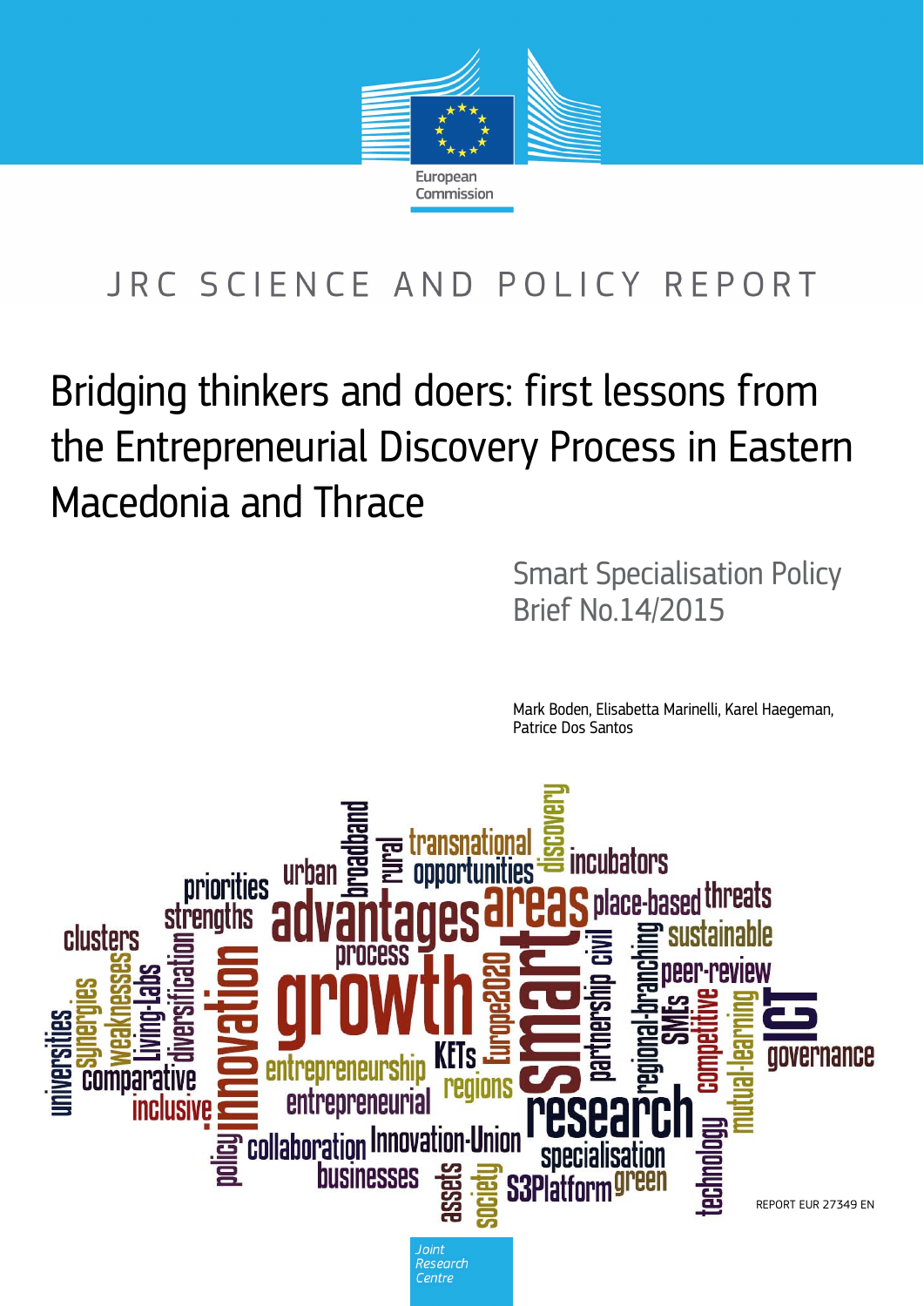European Commission

JRC SCIENCE AND POLICY REPORT

# Bridging thinkers and doers: first lessons from the Entrepreneurial Discovery Process in Eastern Macedonia and Thrace

Smart Specialisation Policy Brief No.14/2015

Mark Boden, Elisabetta Marinelli, Karel Haegeman, Patrice Dos Santos

REPORT EUR 27349 EN

Joint Research Centre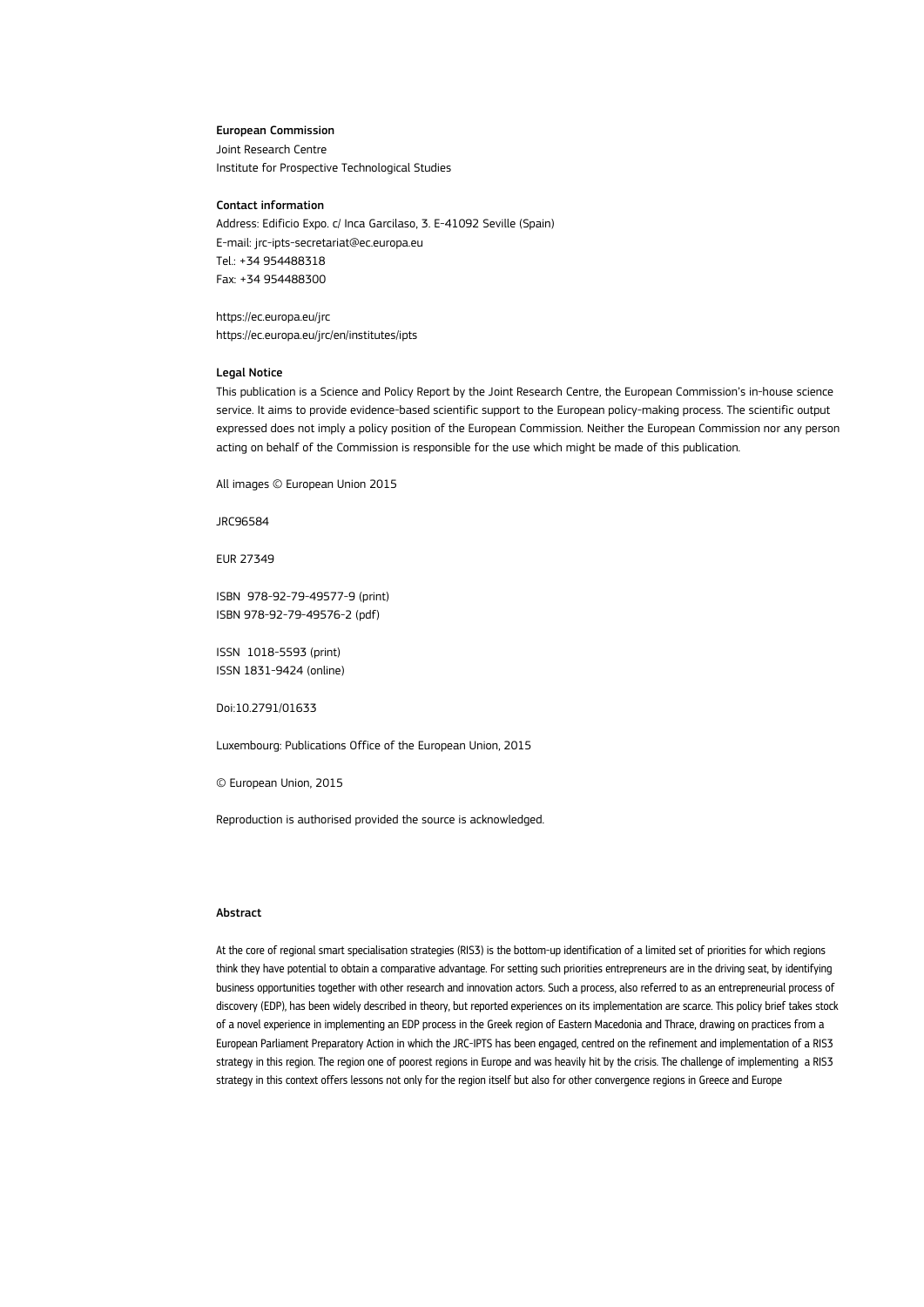**European Commission**
Joint Research Centre
Institute for Prospective Technological Studies

**Contact information**
Address: Edificio Expo. c/ Inca Garcilaso, 3. E-41092 Seville (Spain)
E-mail: jrc-ipts-secretariat@ec.europa.eu
Tel.: +34 954488318
Fax: +34 954488300

https://ec.europa.eu/jrc
https://ec.europa.eu/jrc/en/institutes/ipts

**Legal Notice**
This publication is a Science and Policy Report by the Joint Research Centre, the European Commission's in-house science service. It aims to provide evidence-based scientific support to the European policy-making process. The scientific output expressed does not imply a policy position of the European Commission. Neither the European Commission nor any person acting on behalf of the Commission is responsible for the use which might be made of this publication.

All images © European Union 2015

JRC96584

EUR 27349

ISBN 978-92-79-49577-9 (print)
ISBN 978-92-79-49576-2 (pdf)

ISSN 1018-5593 (print)
ISSN 1831-9424 (online)

Doi:10.2791/01633

Luxembourg: Publications Office of the European Union, 2015

© European Union, 2015

Reproduction is authorised provided the source is acknowledged.

**Abstract**

At the core of regional smart specialisation strategies (RIS3) is the bottom-up identification of a limited set of priorities for which regions think they have potential to obtain a comparative advantage. For setting such priorities entrepreneurs are in the driving seat, by identifying business opportunities together with other research and innovation actors. Such a process, also referred to as an entrepreneurial process of discovery (EDP), has been widely described in theory, but reported experiences on its implementation are scarce. This policy brief takes stock of a novel experience in implementing an EDP process in the Greek region of Eastern Macedonia and Thrace, drawing on practices from a European Parliament Preparatory Action in which the JRC-IPTS has been engaged, centred on the refinement and implementation of a RIS3 strategy in this region. The region one of poorest regions in Europe and was heavily hit by the crisis. The challenge of implementing a RIS3 strategy in this context offers lessons not only for the region itself but also for other convergence regions in Greece and Europe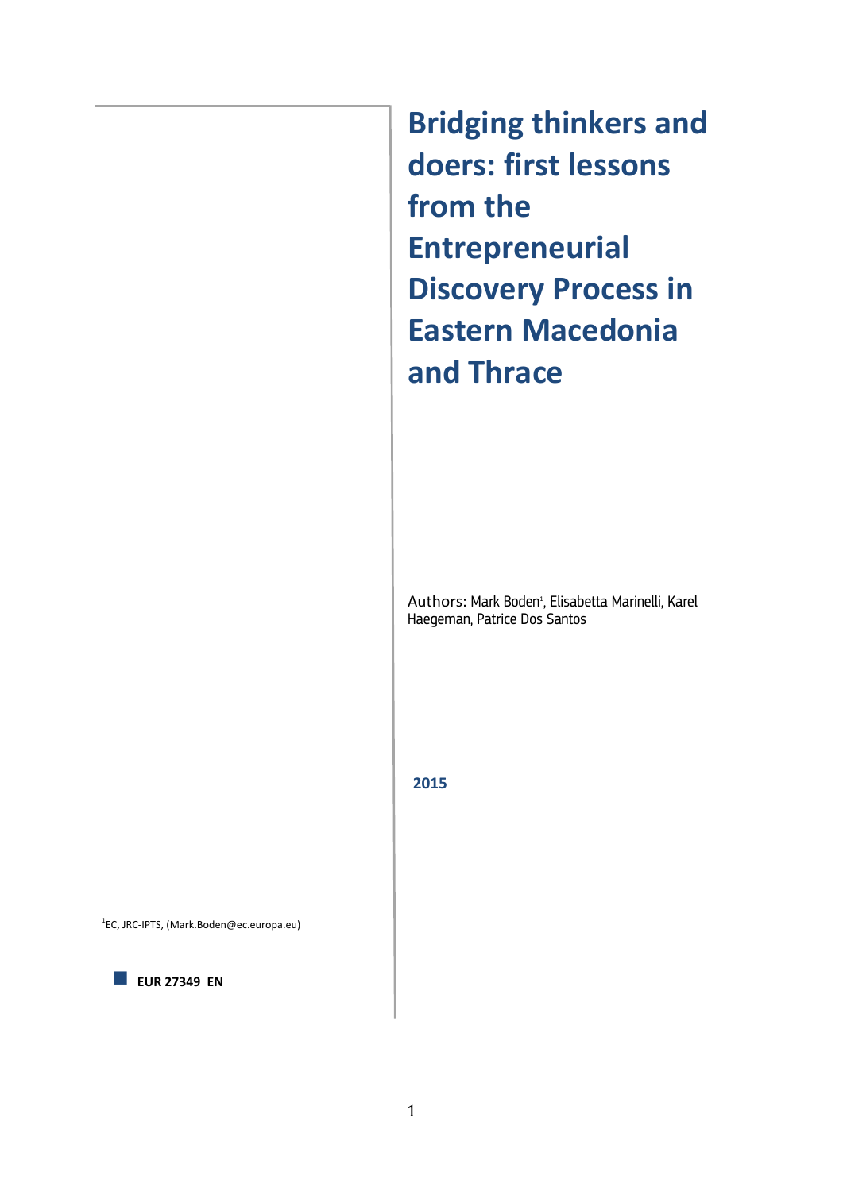# Bridging thinkers and doers: first lessons from the Entrepreneurial Discovery Process in Eastern Macedonia and Thrace

Authors: Mark Boden[1], Elisabetta Marinelli, Karel Haegeman, Patrice Dos Santos

**2015**

[1]EC, JRC-IPTS, (Mark.Boden@ec.europa.eu)

**EUR 27349 EN**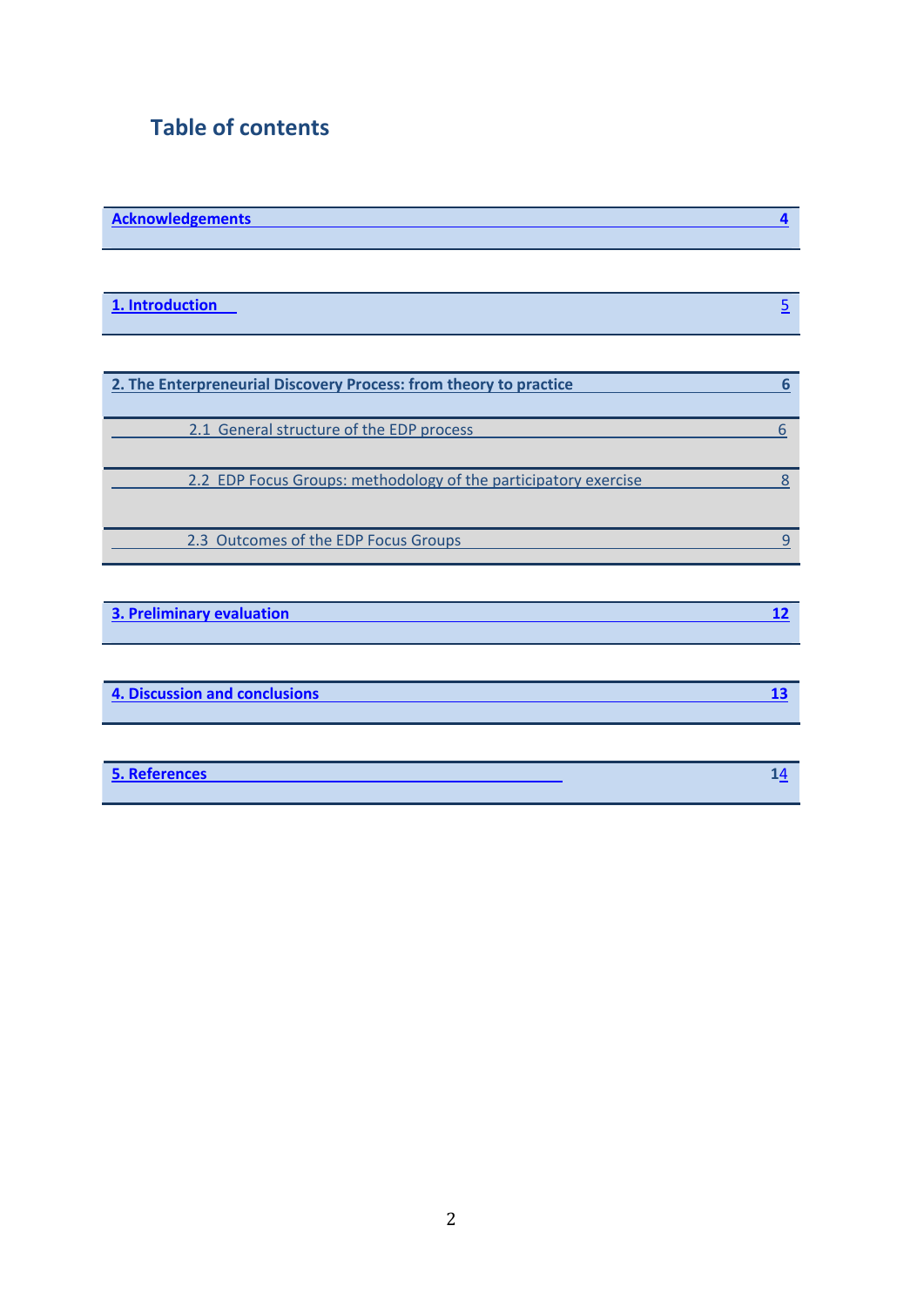# Table of contents

| | |
|---|---|
| **Acknowledgements** | **4** |
| **1. Introduction** | 5 |
| **2. The Entrepreneurial Discovery Process: from theory to practice** | **6** |
| 2.1 General structure of the EDP process | 6 |
| 2.2 EDP Focus Groups: methodology of the participatory exercise | 8 |
| 2.3 Outcomes of the EDP Focus Groups | 9 |
| **3. Preliminary evaluation** | **12** |
| **4. Discussion and conclusions** | **13** |
| **5. References** | 14 |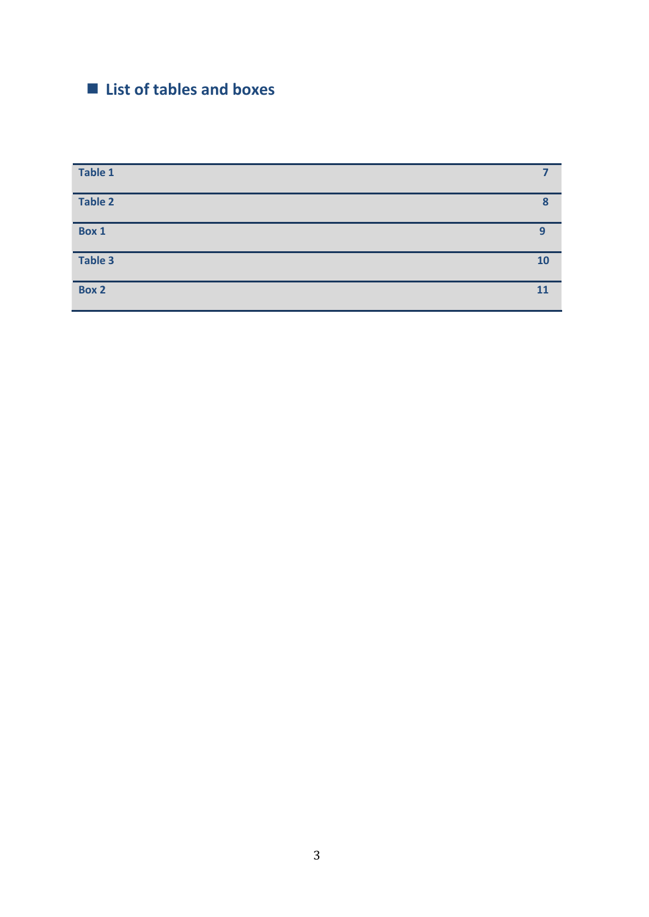## List of tables and boxes

| | |
|---|---|
| **Table 1** | **7** |
| **Table 2** | **8** |
| **Box 1** | **9** |
| **Table 3** | **10** |
| **Box 2** | **11** |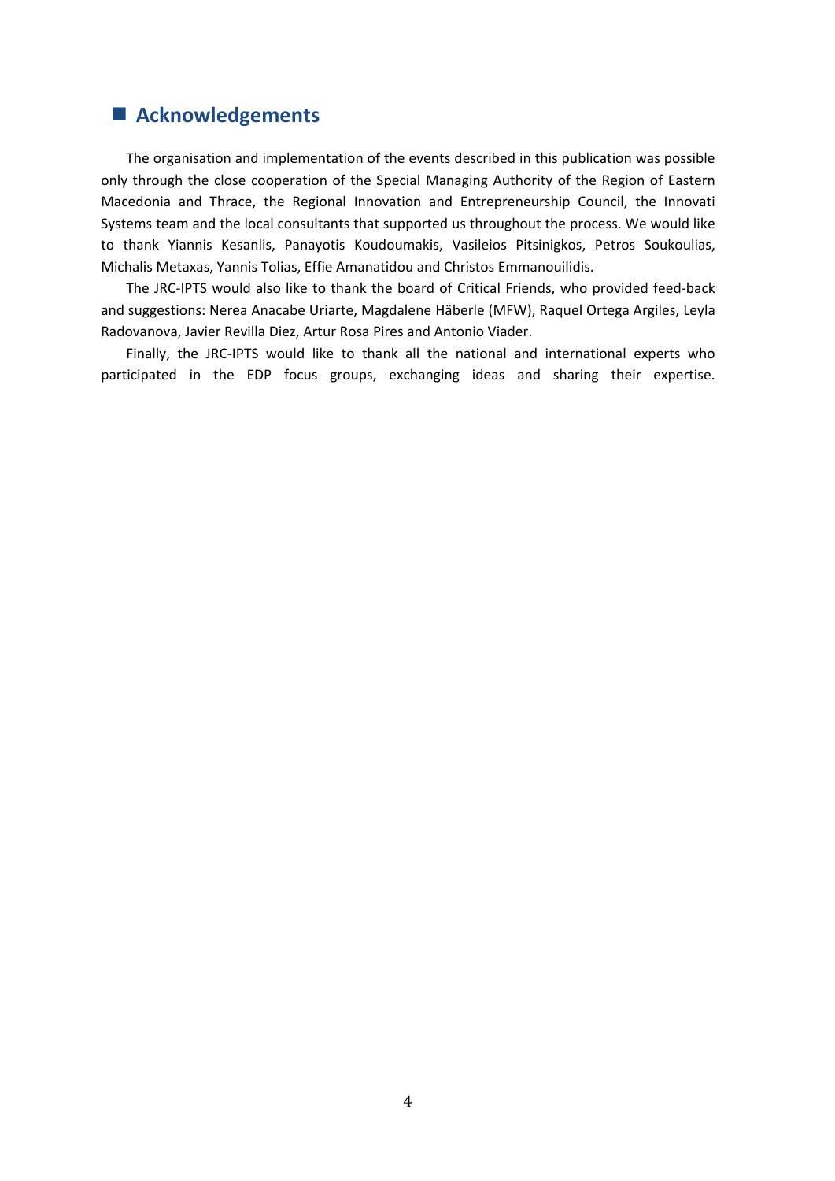## Acknowledgements

The organisation and implementation of the events described in this publication was possible only through the close cooperation of the Special Managing Authority of the Region of Eastern Macedonia and Thrace, the Regional Innovation and Entrepreneurship Council, the Innovati Systems team and the local consultants that supported us throughout the process. We would like to thank Yiannis Kesanlis, Panayotis Koudoumakis, Vasileios Pitsinigkos, Petros Soukoulias, Michalis Metaxas, Yannis Tolias, Effie Amanatidou and Christos Emmanouilidis.

The JRC-IPTS would also like to thank the board of Critical Friends, who provided feed-back and suggestions: Nerea Anacabe Uriarte, Magdalene Häberle (MFW), Raquel Ortega Argiles, Leyla Radovanova, Javier Revilla Diez, Artur Rosa Pires and Antonio Viader.

Finally, the JRC-IPTS would like to thank all the national and international experts who participated in the EDP focus groups, exchanging ideas and sharing their expertise.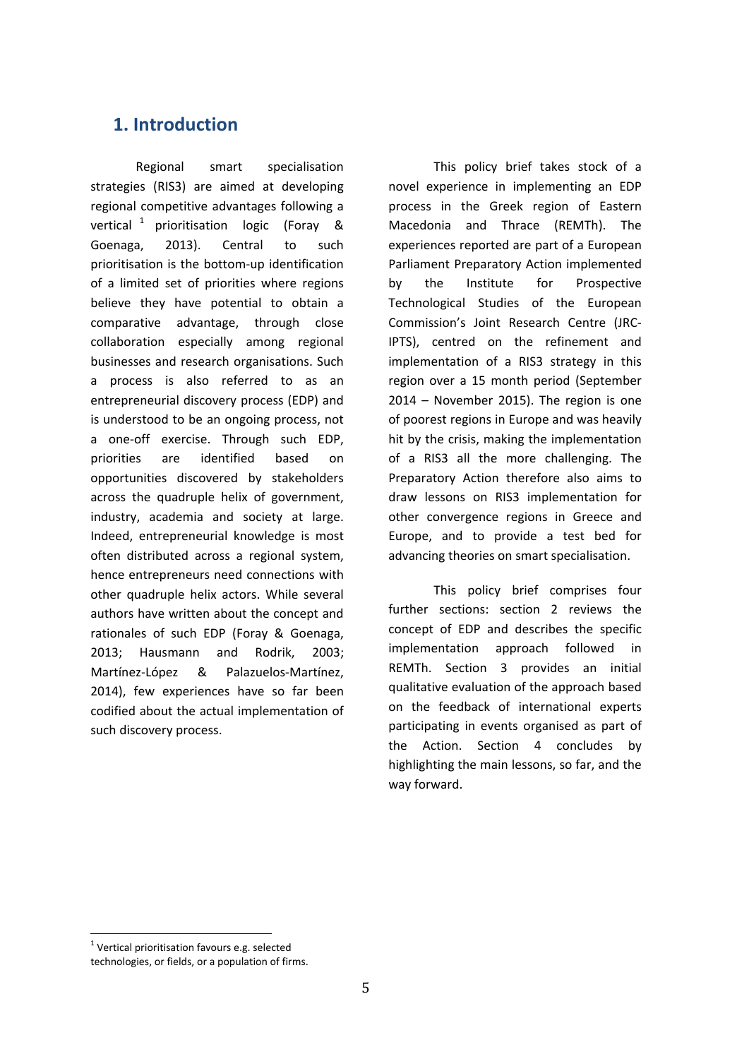## 1. Introduction

Regional smart specialisation strategies (RIS3) are aimed at developing regional competitive advantages following a vertical [1] prioritisation logic (Foray & Goenaga, 2013). Central to such prioritisation is the bottom-up identification of a limited set of priorities where regions believe they have potential to obtain a comparative advantage, through close collaboration especially among regional businesses and research organisations. Such a process is also referred to as an entrepreneurial discovery process (EDP) and is understood to be an ongoing process, not a one-off exercise. Through such EDP, priorities are identified based on opportunities discovered by stakeholders across the quadruple helix of government, industry, academia and society at large. Indeed, entrepreneurial knowledge is most often distributed across a regional system, hence entrepreneurs need connections with other quadruple helix actors. While several authors have written about the concept and rationales of such EDP (Foray & Goenaga, 2013; Hausmann and Rodrik, 2003; Martínez-López & Palazuelos-Martínez, 2014), few experiences have so far been codified about the actual implementation of such discovery process.

This policy brief takes stock of a novel experience in implementing an EDP process in the Greek region of Eastern Macedonia and Thrace (REMTh). The experiences reported are part of a European Parliament Preparatory Action implemented by the Institute for Prospective Technological Studies of the European Commission's Joint Research Centre (JRC-IPTS), centred on the refinement and implementation of a RIS3 strategy in this region over a 15 month period (September 2014 – November 2015). The region is one of poorest regions in Europe and was heavily hit by the crisis, making the implementation of a RIS3 all the more challenging. The Preparatory Action therefore also aims to draw lessons on RIS3 implementation for other convergence regions in Greece and Europe, and to provide a test bed for advancing theories on smart specialisation.

This policy brief comprises four further sections: section 2 reviews the concept of EDP and describes the specific implementation approach followed in REMTh. Section 3 provides an initial qualitative evaluation of the approach based on the feedback of international experts participating in events organised as part of the Action. Section 4 concludes by highlighting the main lessons, so far, and the way forward.

[1] Vertical prioritisation favours e.g. selected technologies, or fields, or a population of firms.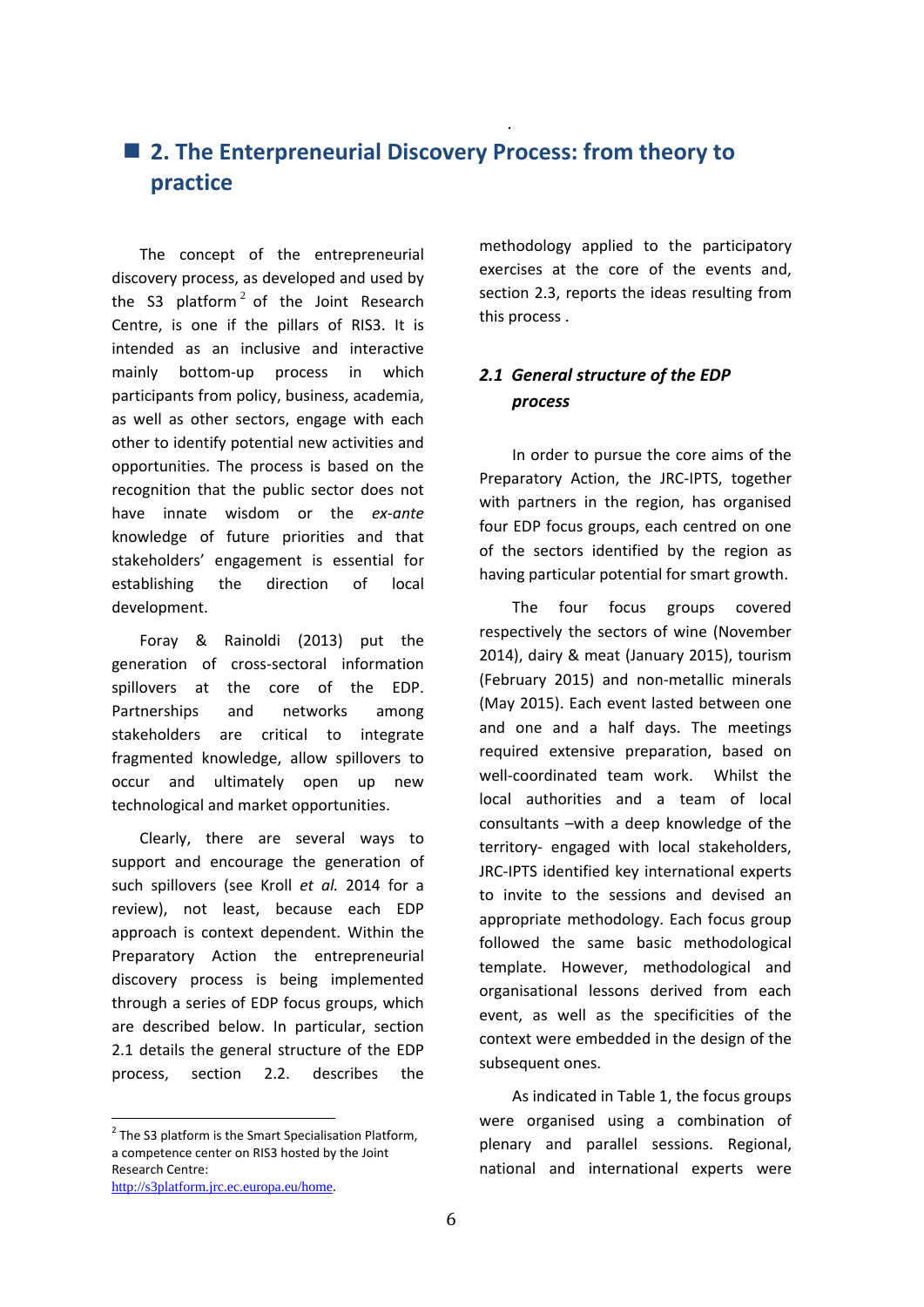## 2. The Enterpreneurial Discovery Process: from theory to practice

The concept of the entrepreneurial discovery process, as developed and used by the S3 platform[2] of the Joint Research Centre, is one if the pillars of RIS3. It is intended as an inclusive and interactive mainly bottom-up process in which participants from policy, business, academia, as well as other sectors, engage with each other to identify potential new activities and opportunities. The process is based on the recognition that the public sector does not have innate wisdom or the *ex-ante* knowledge of future priorities and that stakeholders' engagement is essential for establishing the direction of local development.

Foray & Rainoldi (2013) put the generation of cross-sectoral information spillovers at the core of the EDP. Partnerships and networks among stakeholders are critical to integrate fragmented knowledge, allow spillovers to occur and ultimately open up new technological and market opportunities.

Clearly, there are several ways to support and encourage the generation of such spillovers (see Kroll *et al.* 2014 for a review), not least, because each EDP approach is context dependent. Within the Preparatory Action the entrepreneurial discovery process is being implemented through a series of EDP focus groups, which are described below. In particular, section 2.1 details the general structure of the EDP process, section 2.2. describes the methodology applied to the participatory exercises at the core of the events and, section 2.3, reports the ideas resulting from this process .

### *2.1 General structure of the EDP process*

In order to pursue the core aims of the Preparatory Action, the JRC-IPTS, together with partners in the region, has organised four EDP focus groups, each centred on one of the sectors identified by the region as having particular potential for smart growth.

The four focus groups covered respectively the sectors of wine (November 2014), dairy & meat (January 2015), tourism (February 2015) and non-metallic minerals (May 2015). Each event lasted between one and one and a half days. The meetings required extensive preparation, based on well-coordinated team work. Whilst the local authorities and a team of local consultants –with a deep knowledge of the territory- engaged with local stakeholders, JRC-IPTS identified key international experts to invite to the sessions and devised an appropriate methodology. Each focus group followed the same basic methodological template. However, methodological and organisational lessons derived from each event, as well as the specificities of the context were embedded in the design of the subsequent ones.

As indicated in Table 1, the focus groups were organised using a combination of plenary and parallel sessions. Regional, national and international experts were

[2] The S3 platform is the Smart Specialisation Platform, a competence center on RIS3 hosted by the Joint Research Centre: http://s3platform.jrc.ec.europa.eu/home.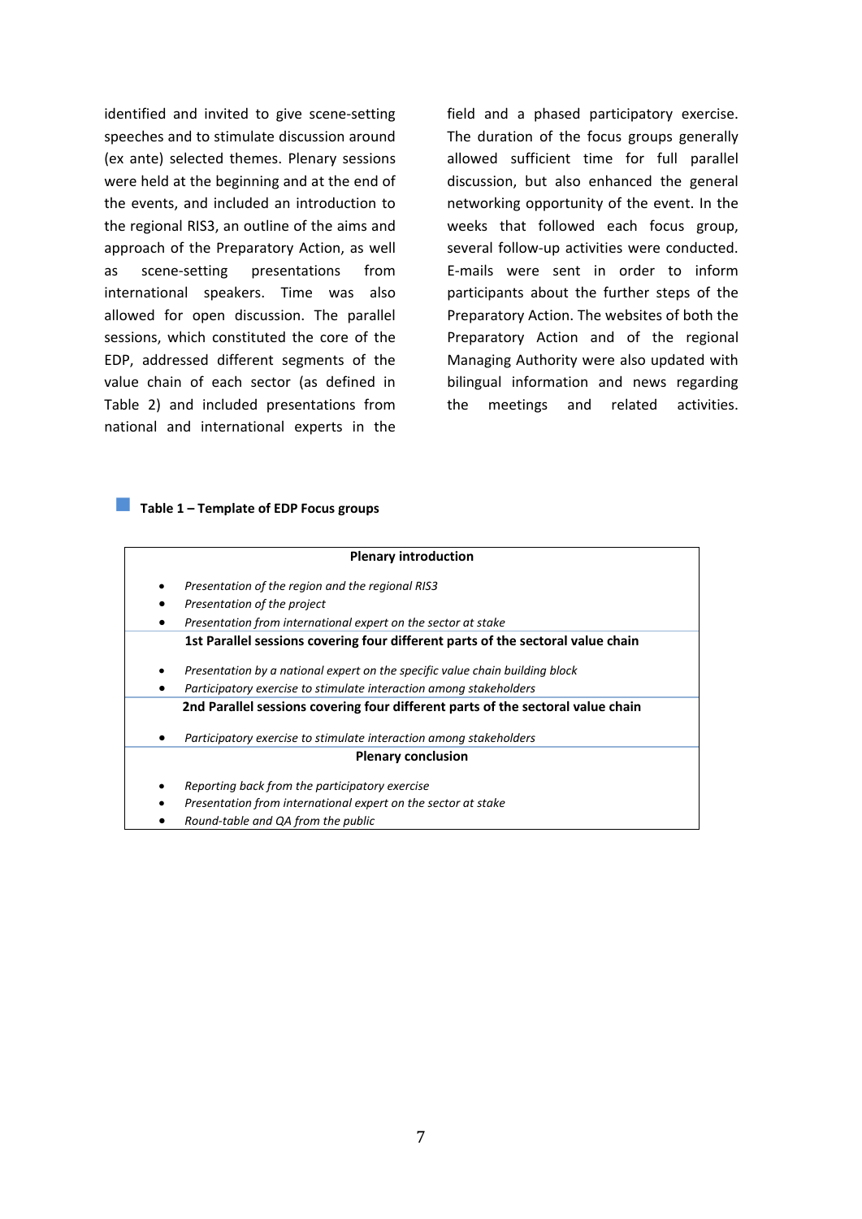identified and invited to give scene-setting speeches and to stimulate discussion around (ex ante) selected themes. Plenary sessions were held at the beginning and at the end of the events, and included an introduction to the regional RIS3, an outline of the aims and approach of the Preparatory Action, as well as scene-setting presentations from international speakers. Time was also allowed for open discussion. The parallel sessions, which constituted the core of the EDP, addressed different segments of the value chain of each sector (as defined in Table 2) and included presentations from national and international experts in the field and a phased participatory exercise. The duration of the focus groups generally allowed sufficient time for full parallel discussion, but also enhanced the general networking opportunity of the event. In the weeks that followed each focus group, several follow-up activities were conducted. E-mails were sent in order to inform participants about the further steps of the Preparatory Action. The websites of both the Preparatory Action and of the regional Managing Authority were also updated with bilingual information and news regarding the meetings and related activities.

**Table 1 – Template of EDP Focus groups**

| **Plenary introduction** |
|---|
| • *Presentation of the region and the regional RIS3*<br>• *Presentation of the project*<br>• *Presentation from international expert on the sector at stake* |
| **1st Parallel sessions covering four different parts of the sectoral value chain** |
| • *Presentation by a national expert on the specific value chain building block*<br>• *Participatory exercise to stimulate interaction among stakeholders* |
| **2nd Parallel sessions covering four different parts of the sectoral value chain** |
| • *Participatory exercise to stimulate interaction among stakeholders* |
| **Plenary conclusion** |
| • *Reporting back from the participatory exercise*<br>• *Presentation from international expert on the sector at stake*<br>• *Round-table and QA from the public* |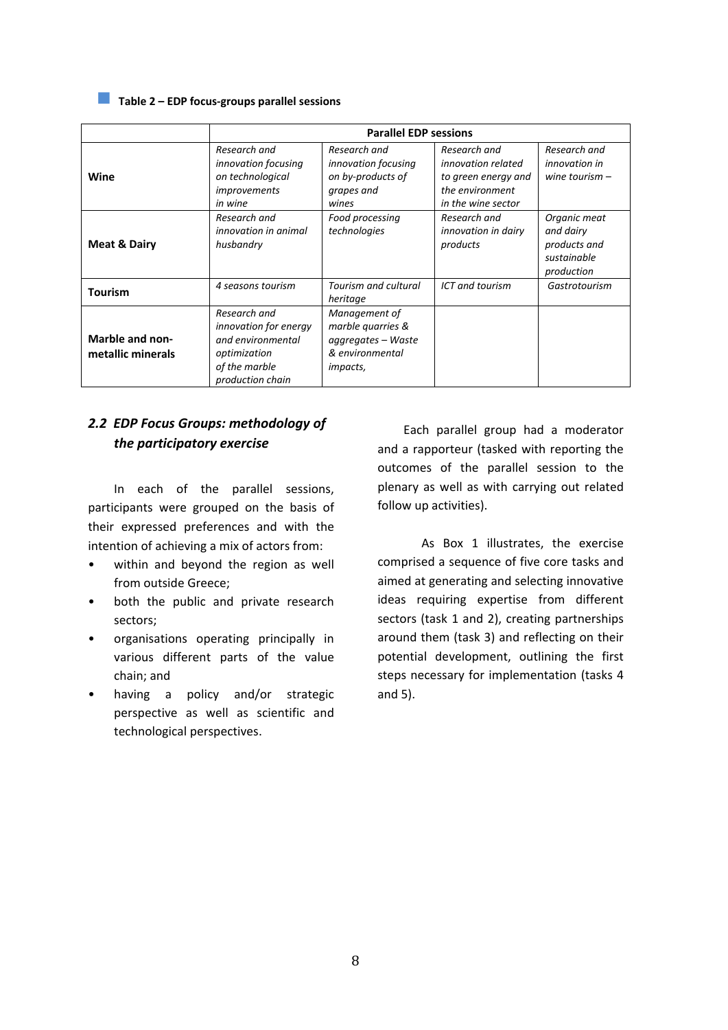**Table 2 – EDP focus-groups parallel sessions**

| | Parallel EDP sessions | | | |
|---|---|---|---|---|
| **Wine** | *Research and innovation focusing on technological improvements in wine* | *Research and innovation focusing on by-products of grapes and wines* | *Research and innovation related to green energy and the environment in the wine sector* | *Research and innovation in wine tourism –* |
| **Meat & Dairy** | *Research and innovation in animal husbandry* | *Food processing technologies* | *Research and innovation in dairy products* | *Organic meat and dairy products and sustainable production* |
| **Tourism** | *4 seasons tourism* | *Tourism and cultural heritage* | *ICT and tourism* | *Gastrotourism* |
| **Marble and non-metallic minerals** | *Research and innovation for energy and environmental optimization of the marble production chain* | *Management of marble quarries & aggregates – Waste & environmental impacts,* | | |

## *2.2 EDP Focus Groups: methodology of the participatory exercise*

In each of the parallel sessions, participants were grouped on the basis of their expressed preferences and with the intention of achieving a mix of actors from:

- within and beyond the region as well from outside Greece;
- both the public and private research sectors;
- organisations operating principally in various different parts of the value chain; and
- having a policy and/or strategic perspective as well as scientific and technological perspectives.

Each parallel group had a moderator and a rapporteur (tasked with reporting the outcomes of the parallel session to the plenary as well as with carrying out related follow up activities).

As Box 1 illustrates, the exercise comprised a sequence of five core tasks and aimed at generating and selecting innovative ideas requiring expertise from different sectors (task 1 and 2), creating partnerships around them (task 3) and reflecting on their potential development, outlining the first steps necessary for implementation (tasks 4 and 5).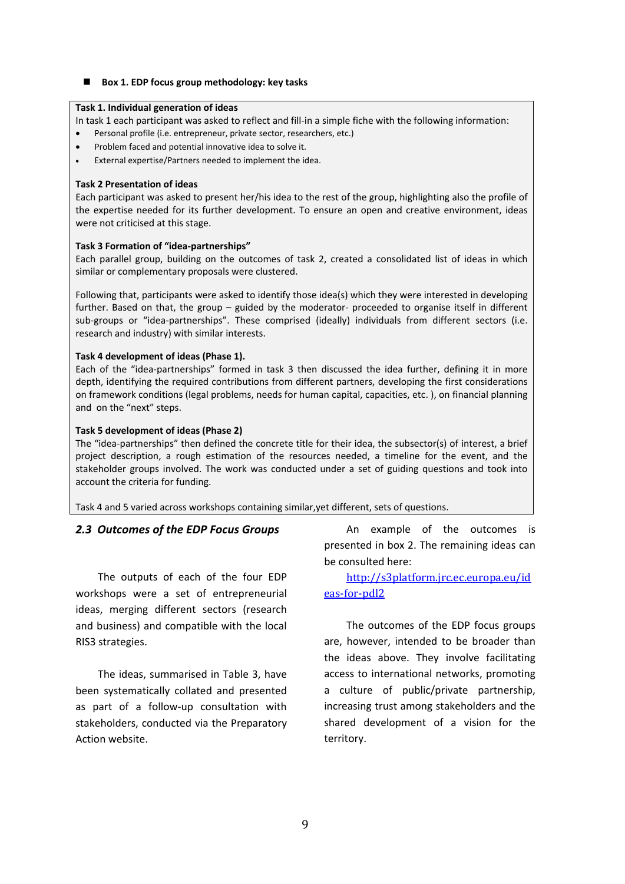**Box 1. EDP focus group methodology: key tasks**

**Task 1. Individual generation of ideas**

In task 1 each participant was asked to reflect and fill-in a simple fiche with the following information:

- Personal profile (i.e. entrepreneur, private sector, researchers, etc.)
- Problem faced and potential innovative idea to solve it.
- External expertise/Partners needed to implement the idea.

**Task 2 Presentation of ideas**

Each participant was asked to present her/his idea to the rest of the group, highlighting also the profile of the expertise needed for its further development. To ensure an open and creative environment, ideas were not criticised at this stage.

**Task 3 Formation of "idea-partnerships"**

Each parallel group, building on the outcomes of task 2, created a consolidated list of ideas in which similar or complementary proposals were clustered.

Following that, participants were asked to identify those idea(s) which they were interested in developing further. Based on that, the group – guided by the moderator- proceeded to organise itself in different sub-groups or "idea-partnerships". These comprised (ideally) individuals from different sectors (i.e. research and industry) with similar interests.

**Task 4 development of ideas (Phase 1).**

Each of the "idea-partnerships" formed in task 3 then discussed the idea further, defining it in more depth, identifying the required contributions from different partners, developing the first considerations on framework conditions (legal problems, needs for human capital, capacities, etc. ), on financial planning and on the "next" steps.

**Task 5 development of ideas (Phase 2)**

The "idea-partnerships" then defined the concrete title for their idea, the subsector(s) of interest, a brief project description, a rough estimation of the resources needed, a timeline for the event, and the stakeholder groups involved. The work was conducted under a set of guiding questions and took into account the criteria for funding.

Task 4 and 5 varied across workshops containing similar,yet different, sets of questions.

### *2.3 Outcomes of the EDP Focus Groups*

The outputs of each of the four EDP workshops were a set of entrepreneurial ideas, merging different sectors (research and business) and compatible with the local RIS3 strategies.

The ideas, summarised in Table 3, have been systematically collated and presented as part of a follow-up consultation with stakeholders, conducted via the Preparatory Action website.

An example of the outcomes is presented in box 2. The remaining ideas can be consulted here:

http://s3platform.jrc.ec.europa.eu/ideas-for-pdl2

The outcomes of the EDP focus groups are, however, intended to be broader than the ideas above. They involve facilitating access to international networks, promoting a culture of public/private partnership, increasing trust among stakeholders and the shared development of a vision for the territory.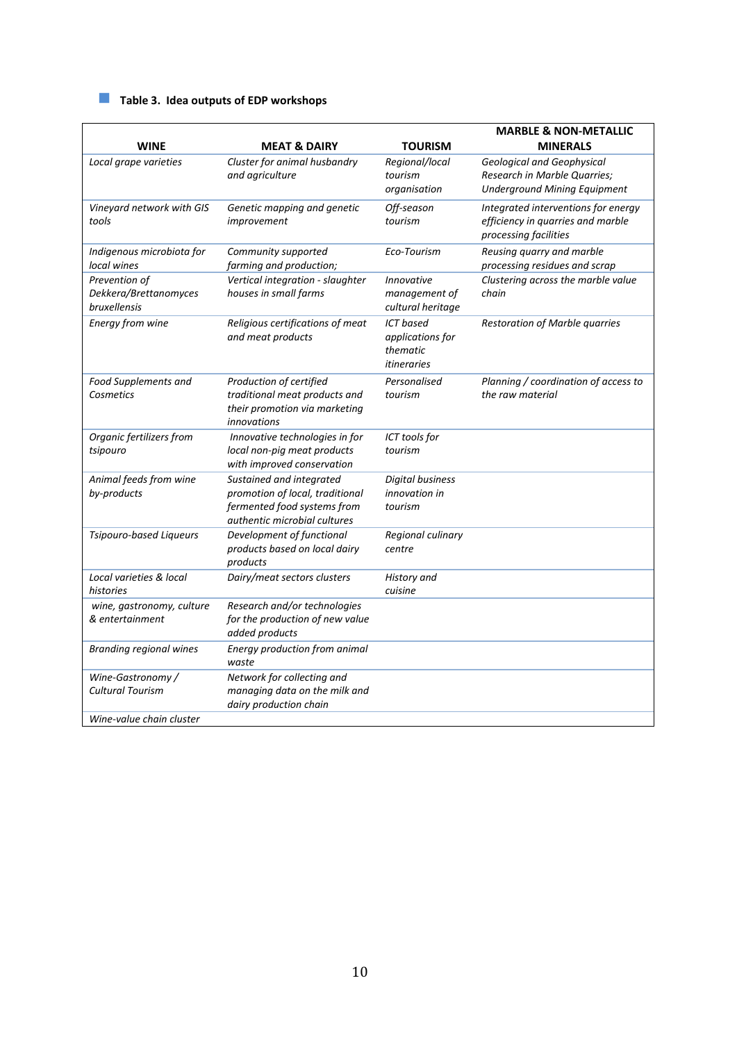**Table 3. Idea outputs of EDP workshops**

| WINE | MEAT & DAIRY | TOURISM | MARBLE & NON-METALLIC MINERALS |
|---|---|---|---|
| *Local grape varieties* | *Cluster for animal husbandry and agriculture* | *Regional/local tourism organisation* | *Geological and Geophysical Research in Marble Quarries; Underground Mining Equipment* |
| *Vineyard network with GIS tools* | *Genetic mapping and genetic improvement* | *Off-season tourism* | *Integrated interventions for energy efficiency in quarries and marble processing facilities* |
| *Indigenous microbiota for local wines* | *Community supported farming and production;* | *Eco-Tourism* | *Reusing quarry and marble processing residues and scrap* |
| *Prevention of Dekkera/Brettanomyces bruxellensis* | *Vertical integration - slaughter houses in small farms* | *Innovative management of cultural heritage* | *Clustering across the marble value chain* |
| *Energy from wine* | *Religious certifications of meat and meat products* | *ICT based applications for thematic itineraries* | *Restoration of Marble quarries* |
| *Food Supplements and Cosmetics* | *Production of certified traditional meat products and their promotion via marketing innovations* | *Personalised tourism* | *Planning / coordination of access to the raw material* |
| *Organic fertilizers from tsipouro* | *Innovative technologies in for local non-pig meat products with improved conservation* | *ICT tools for tourism* | |
| *Animal feeds from wine by-products* | *Sustained and integrated promotion of local, traditional fermented food systems from authentic microbial cultures* | *Digital business innovation in tourism* | |
| *Tsipouro-based Liqueurs* | *Development of functional products based on local dairy products* | *Regional culinary centre* | |
| *Local varieties & local histories* | *Dairy/meat sectors clusters* | *History and cuisine* | |
| *wine, gastronomy, culture & entertainment* | *Research and/or technologies for the production of new value added products* | | |
| *Branding regional wines* | *Energy production from animal waste* | | |
| *Wine-Gastronomy / Cultural Tourism* | *Network for collecting and managing data on the milk and dairy production chain* | | |
| *Wine-value chain cluster* | | | |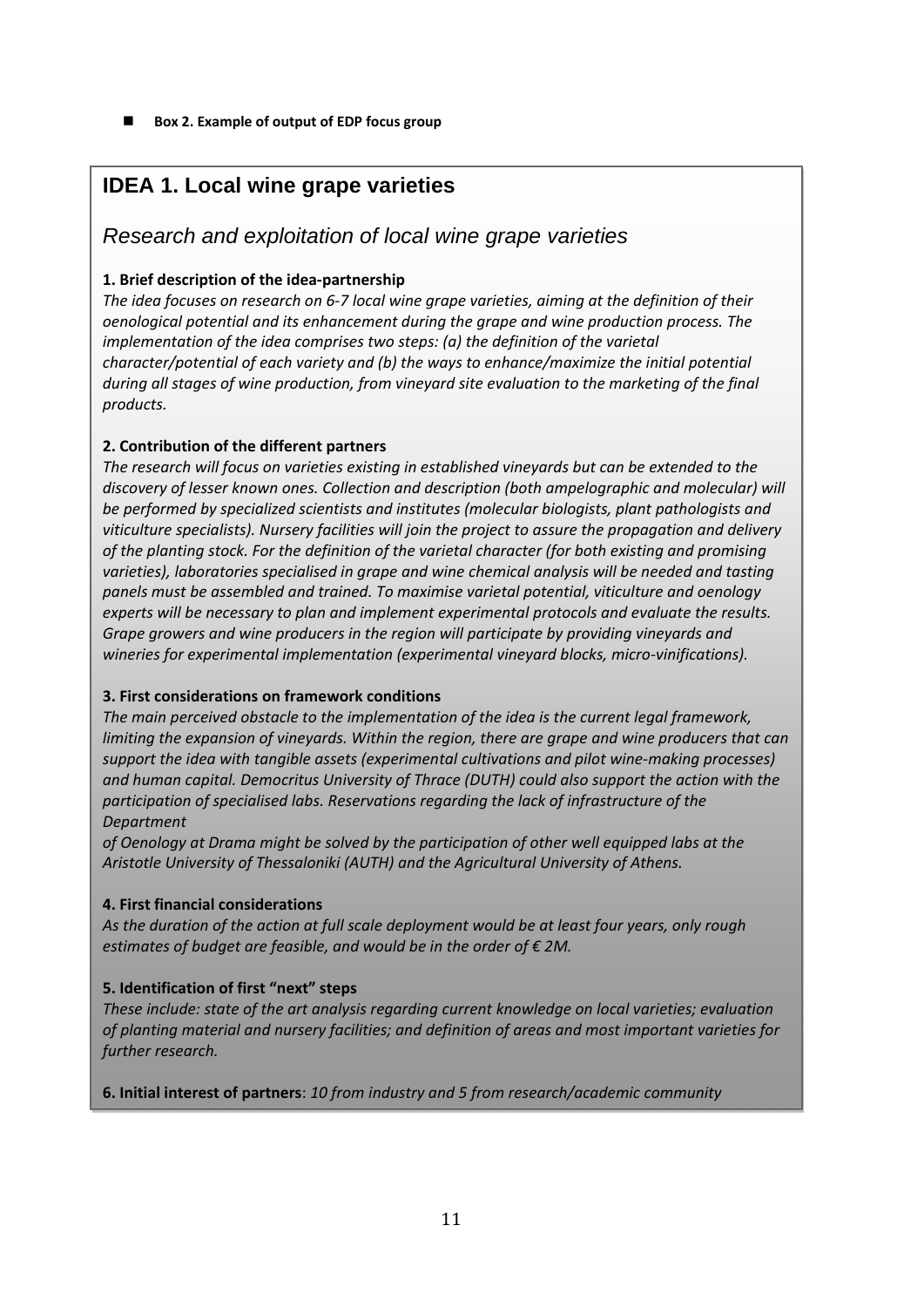- **Box 2. Example of output of EDP focus group**

## IDEA 1. Local wine grape varieties

### *Research and exploitation of local wine grape varieties*

**1. Brief description of the idea-partnership**

*The idea focuses on research on 6-7 local wine grape varieties, aiming at the definition of their oenological potential and its enhancement during the grape and wine production process. The implementation of the idea comprises two steps: (a) the definition of the varietal character/potential of each variety and (b) the ways to enhance/maximize the initial potential during all stages of wine production, from vineyard site evaluation to the marketing of the final products.*

**2. Contribution of the different partners**

*The research will focus on varieties existing in established vineyards but can be extended to the discovery of lesser known ones. Collection and description (both ampelographic and molecular) will be performed by specialized scientists and institutes (molecular biologists, plant pathologists and viticulture specialists). Nursery facilities will join the project to assure the propagation and delivery of the planting stock. For the definition of the varietal character (for both existing and promising varieties), laboratories specialised in grape and wine chemical analysis will be needed and tasting panels must be assembled and trained. To maximise varietal potential, viticulture and oenology experts will be necessary to plan and implement experimental protocols and evaluate the results. Grape growers and wine producers in the region will participate by providing vineyards and wineries for experimental implementation (experimental vineyard blocks, micro-vinifications).*

**3. First considerations on framework conditions**

*The main perceived obstacle to the implementation of the idea is the current legal framework, limiting the expansion of vineyards. Within the region, there are grape and wine producers that can support the idea with tangible assets (experimental cultivations and pilot wine-making processes) and human capital. Democritus University of Thrace (DUTH) could also support the action with the participation of specialised labs. Reservations regarding the lack of infrastructure of the Department of Oenology at Drama might be solved by the participation of other well equipped labs at the Aristotle University of Thessaloniki (AUTH) and the Agricultural University of Athens.*

**4. First financial considerations**

*As the duration of the action at full scale deployment would be at least four years, only rough estimates of budget are feasible, and would be in the order of € 2M.*

**5. Identification of first "next" steps**

*These include: state of the art analysis regarding current knowledge on local varieties; evaluation of planting material and nursery facilities; and definition of areas and most important varieties for further research.*

**6. Initial interest of partners**: *10 from industry and 5 from research/academic community*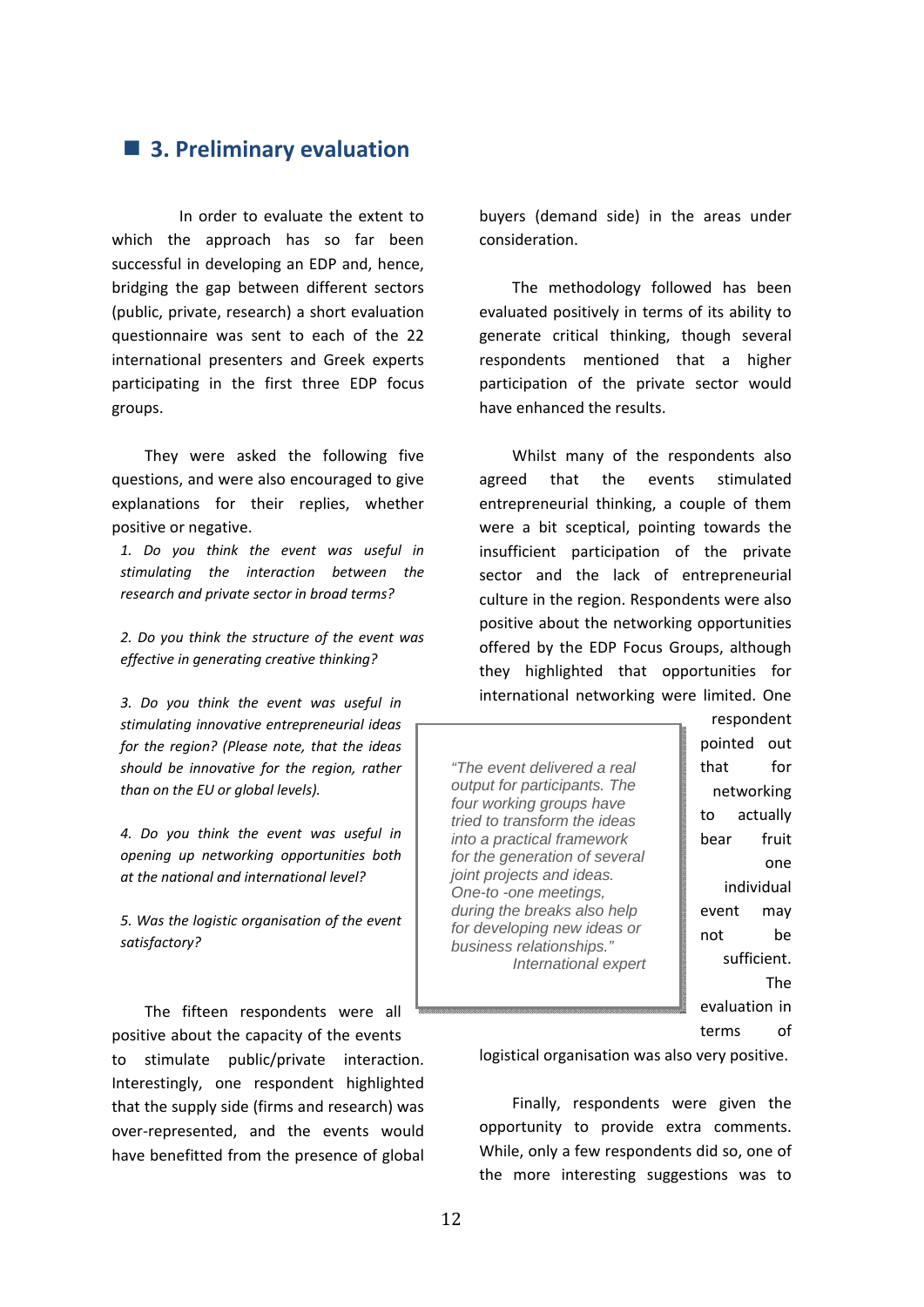## 3. Preliminary evaluation

In order to evaluate the extent to which the approach has so far been successful in developing an EDP and, hence, bridging the gap between different sectors (public, private, research) a short evaluation questionnaire was sent to each of the 22 international presenters and Greek experts participating in the first three EDP focus groups.

They were asked the following five questions, and were also encouraged to give explanations for their replies, whether positive or negative.

*1. Do you think the event was useful in stimulating the interaction between the research and private sector in broad terms?*

*2. Do you think the structure of the event was effective in generating creative thinking?*

*3. Do you think the event was useful in stimulating innovative entrepreneurial ideas for the region? (Please note, that the ideas should be innovative for the region, rather than on the EU or global levels).*

*4. Do you think the event was useful in opening up networking opportunities both at the national and international level?*

*5. Was the logistic organisation of the event satisfactory?*

The fifteen respondents were all positive about the capacity of the events to stimulate public/private interaction. Interestingly, one respondent highlighted that the supply side (firms and research) was over-represented, and the events would have benefitted from the presence of global buyers (demand side) in the areas under consideration.

The methodology followed has been evaluated positively in terms of its ability to generate critical thinking, though several respondents mentioned that a higher participation of the private sector would have enhanced the results.

Whilst many of the respondents also agreed that the events stimulated entrepreneurial thinking, a couple of them were a bit sceptical, pointing towards the insufficient participation of the private sector and the lack of entrepreneurial culture in the region. Respondents were also positive about the networking opportunities offered by the EDP Focus Groups, although they highlighted that opportunities for international networking were limited. One respondent pointed out that for networking to actually bear fruit one individual event may not be sufficient. The evaluation in terms of logistical organisation was also very positive.

> *"The event delivered a real output for participants. The four working groups have tried to transform the ideas into a practical framework for the generation of several joint projects and ideas. One-to -one meetings, during the breaks also help for developing new ideas or business relationships."*
> *International expert*

Finally, respondents were given the opportunity to provide extra comments. While, only a few respondents did so, one of the more interesting suggestions was to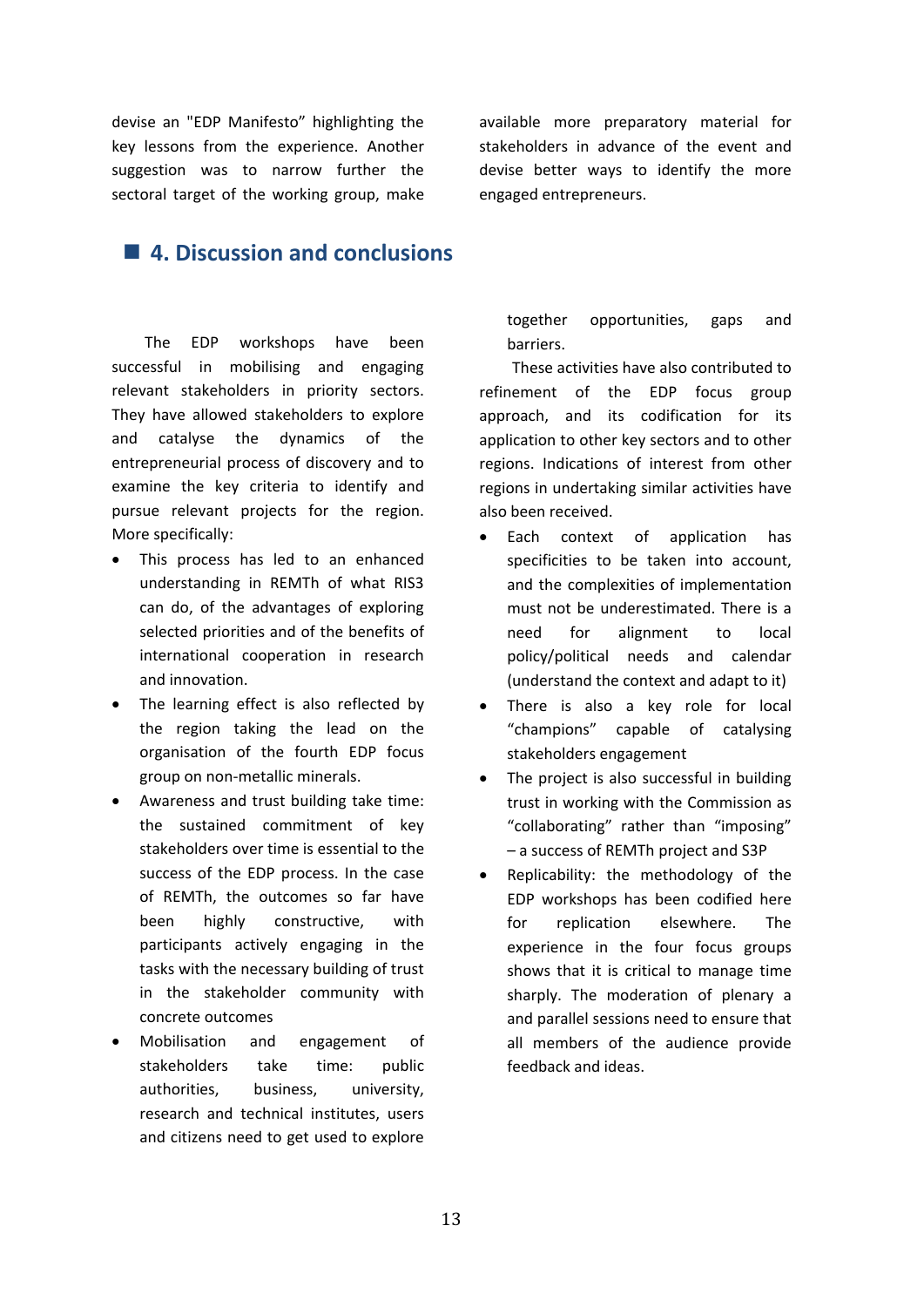devise an "EDP Manifesto" highlighting the key lessons from the experience. Another suggestion was to narrow further the sectoral target of the working group, make available more preparatory material for stakeholders in advance of the event and devise better ways to identify the more engaged entrepreneurs.

## 4. Discussion and conclusions

The EDP workshops have been successful in mobilising and engaging relevant stakeholders in priority sectors. They have allowed stakeholders to explore and catalyse the dynamics of the entrepreneurial process of discovery and to examine the key criteria to identify and pursue relevant projects for the region. More specifically:

- This process has led to an enhanced understanding in REMTh of what RIS3 can do, of the advantages of exploring selected priorities and of the benefits of international cooperation in research and innovation.
- The learning effect is also reflected by the region taking the lead on the organisation of the fourth EDP focus group on non-metallic minerals.
- Awareness and trust building take time: the sustained commitment of key stakeholders over time is essential to the success of the EDP process. In the case of REMTh, the outcomes so far have been highly constructive, with participants actively engaging in the tasks with the necessary building of trust in the stakeholder community with concrete outcomes
- Mobilisation and engagement of stakeholders take time: public authorities, business, university, research and technical institutes, users and citizens need to get used to explore together opportunities, gaps and barriers.

These activities have also contributed to refinement of the EDP focus group approach, and its codification for its application to other key sectors and to other regions. Indications of interest from other regions in undertaking similar activities have also been received.

- Each context of application has specificities to be taken into account, and the complexities of implementation must not be underestimated. There is a need for alignment to local policy/political needs and calendar (understand the context and adapt to it)
- There is also a key role for local "champions" capable of catalysing stakeholders engagement
- The project is also successful in building trust in working with the Commission as "collaborating" rather than "imposing" – a success of REMTh project and S3P
- Replicability: the methodology of the EDP workshops has been codified here for replication elsewhere. The experience in the four focus groups shows that it is critical to manage time sharply. The moderation of plenary a and parallel sessions need to ensure that all members of the audience provide feedback and ideas.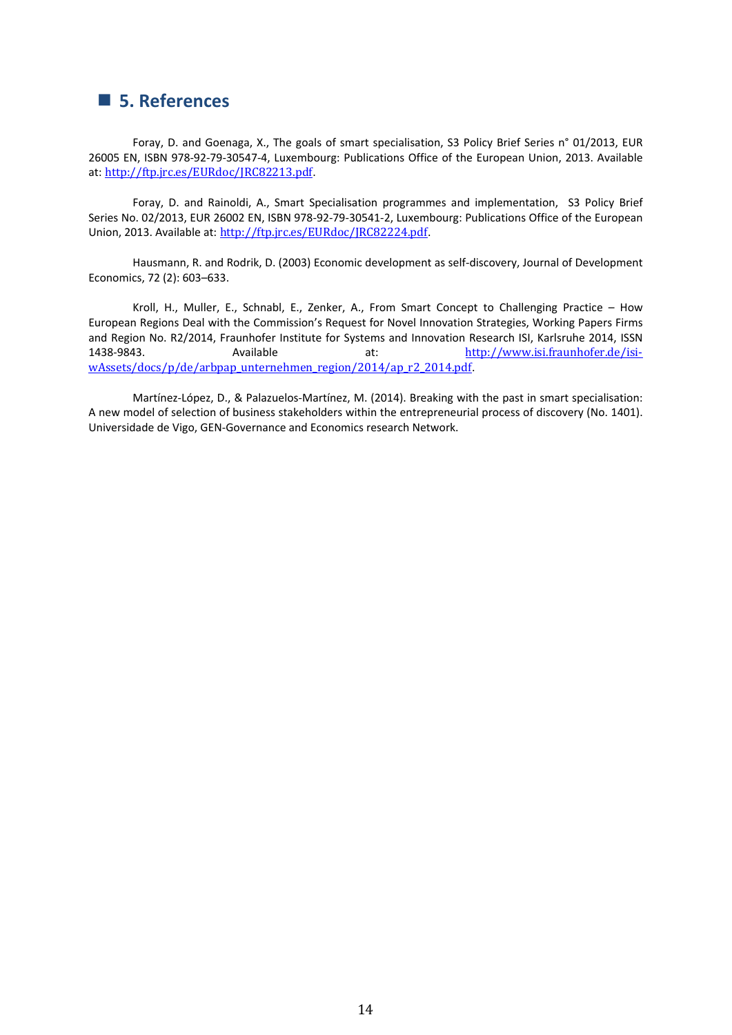## 5. References

Foray, D. and Goenaga, X., The goals of smart specialisation, S3 Policy Brief Series n° 01/2013, EUR 26005 EN, ISBN 978-92-79-30547-4, Luxembourg: Publications Office of the European Union, 2013. Available at: http://ftp.jrc.es/EURdoc/JRC82213.pdf.

Foray, D. and Rainoldi, A., Smart Specialisation programmes and implementation, S3 Policy Brief Series No. 02/2013, EUR 26002 EN, ISBN 978-92-79-30541-2, Luxembourg: Publications Office of the European Union, 2013. Available at: http://ftp.jrc.es/EURdoc/JRC82224.pdf.

Hausmann, R. and Rodrik, D. (2003) Economic development as self-discovery, Journal of Development Economics, 72 (2): 603–633.

Kroll, H., Muller, E., Schnabl, E., Zenker, A., From Smart Concept to Challenging Practice – How European Regions Deal with the Commission's Request for Novel Innovation Strategies, Working Papers Firms and Region No. R2/2014, Fraunhofer Institute for Systems and Innovation Research ISI, Karlsruhe 2014, ISSN 1438-9843. Available at: http://www.isi.fraunhofer.de/isi-wAssets/docs/p/de/arbpap_unternehmen_region/2014/ap_r2_2014.pdf.

Martínez-López, D., & Palazuelos-Martínez, M. (2014). Breaking with the past in smart specialisation: A new model of selection of business stakeholders within the entrepreneurial process of discovery (No. 1401). Universidade de Vigo, GEN-Governance and Economics research Network.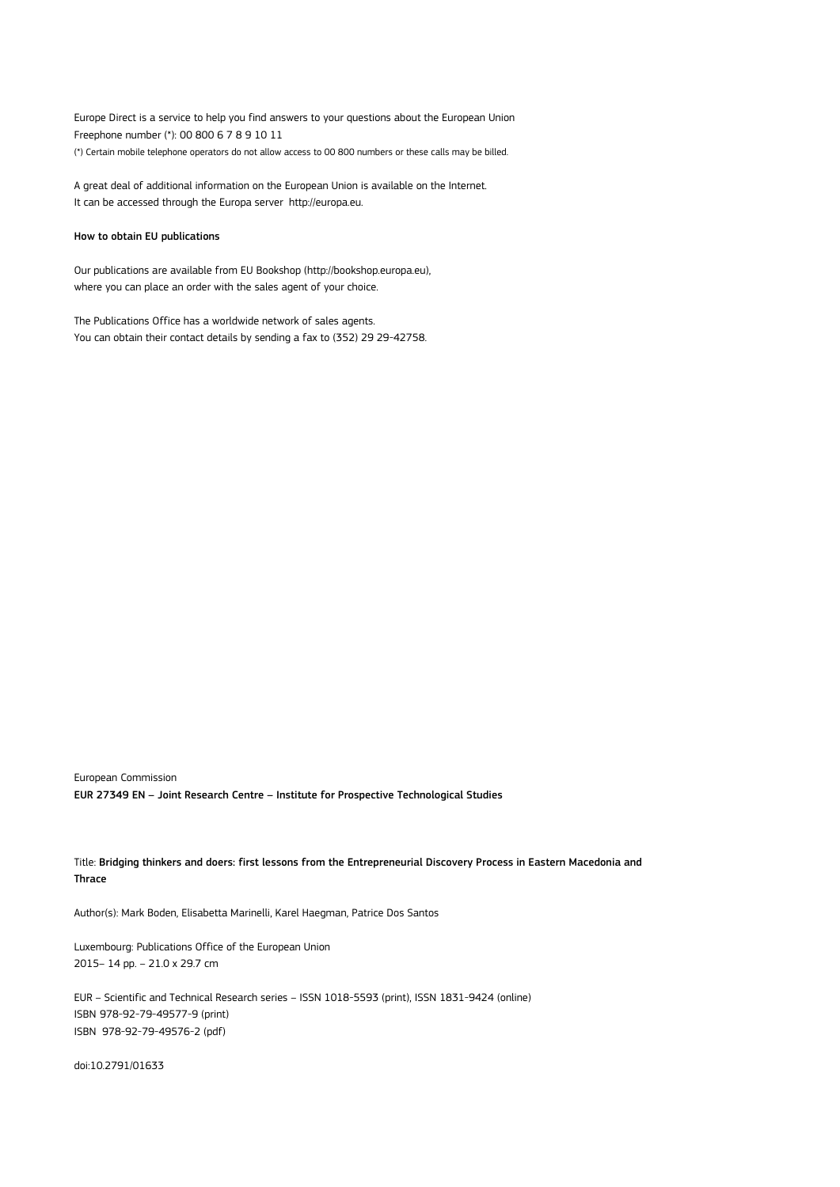Europe Direct is a service to help you find answers to your questions about the European Union
Freephone number (*): 00 800 6 7 8 9 10 11
(*) Certain mobile telephone operators do not allow access to 00 800 numbers or these calls may be billed.

A great deal of additional information on the European Union is available on the Internet.
It can be accessed through the Europa server http://europa.eu.

**How to obtain EU publications**

Our publications are available from EU Bookshop (http://bookshop.europa.eu),
where you can place an order with the sales agent of your choice.

The Publications Office has a worldwide network of sales agents.
You can obtain their contact details by sending a fax to (352) 29 29-42758.

European Commission
**EUR 27349 EN – Joint Research Centre – Institute for Prospective Technological Studies**

Title: **Bridging thinkers and doers: first lessons from the Entrepreneurial Discovery Process in Eastern Macedonia and Thrace**

Author(s): Mark Boden, Elisabetta Marinelli, Karel Haegman, Patrice Dos Santos

Luxembourg: Publications Office of the European Union
2015– 14 pp. – 21.0 x 29.7 cm

EUR – Scientific and Technical Research series – ISSN 1018-5593 (print), ISSN 1831-9424 (online)
ISBN 978-92-79-49577-9 (print)
ISBN 978-92-79-49576-2 (pdf)

doi:10.2791/01633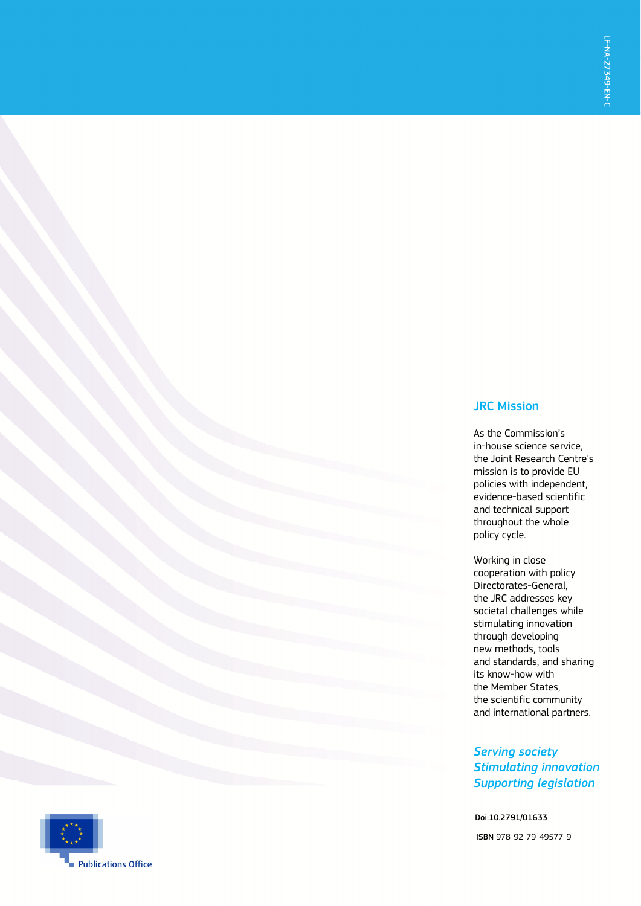LF-NA-27349-EN-C

## JRC Mission

As the Commission's in-house science service, the Joint Research Centre's mission is to provide EU policies with independent, evidence-based scientific and technical support throughout the whole policy cycle.

Working in close cooperation with policy Directorates-General, the JRC addresses key societal challenges while stimulating innovation through developing new methods, tools and standards, and sharing its know-how with the Member States, the scientific community and international partners.

*Serving society*
*Stimulating innovation*
*Supporting legislation*

Doi:10.2791/01633

**ISBN** 978-92-79-49577-9

Publications Office